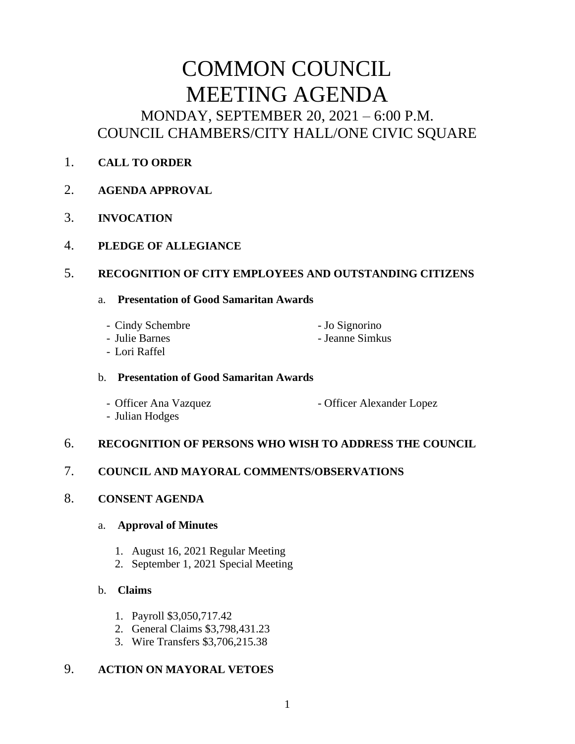# COMMON COUNCIL MEETING AGENDA

## MONDAY, SEPTEMBER 20, 2021 – 6:00 P.M.
## COUNCIL CHAMBERS/CITY HALL/ONE CIVIC SQUARE

1. **CALL TO ORDER**

2. **AGENDA APPROVAL**

3. **INVOCATION**

4. **PLEDGE OF ALLEGIANCE**

5. **RECOGNITION OF CITY EMPLOYEES AND OUTSTANDING CITIZENS**

   a. **Presentation of Good Samaritan Awards**

   - Cindy Schembre
   - Julie Barnes
   - Lori Raffel
   - Jo Signorino
   - Jeanne Simkus

   b. **Presentation of Good Samaritan Awards**

   - Officer Ana Vazquez
   - Julian Hodges
   - Officer Alexander Lopez

6. **RECOGNITION OF PERSONS WHO WISH TO ADDRESS THE COUNCIL**

7. **COUNCIL AND MAYORAL COMMENTS/OBSERVATIONS**

8. **CONSENT AGENDA**

   a. **Approval of Minutes**

   1. August 16, 2021 Regular Meeting
   2. September 1, 2021 Special Meeting

   b. **Claims**

   1. Payroll $3,050,717.42
   2. General Claims $3,798,431.23
   3. Wire Transfers $3,706,215.38

9. **ACTION ON MAYORAL VETOES**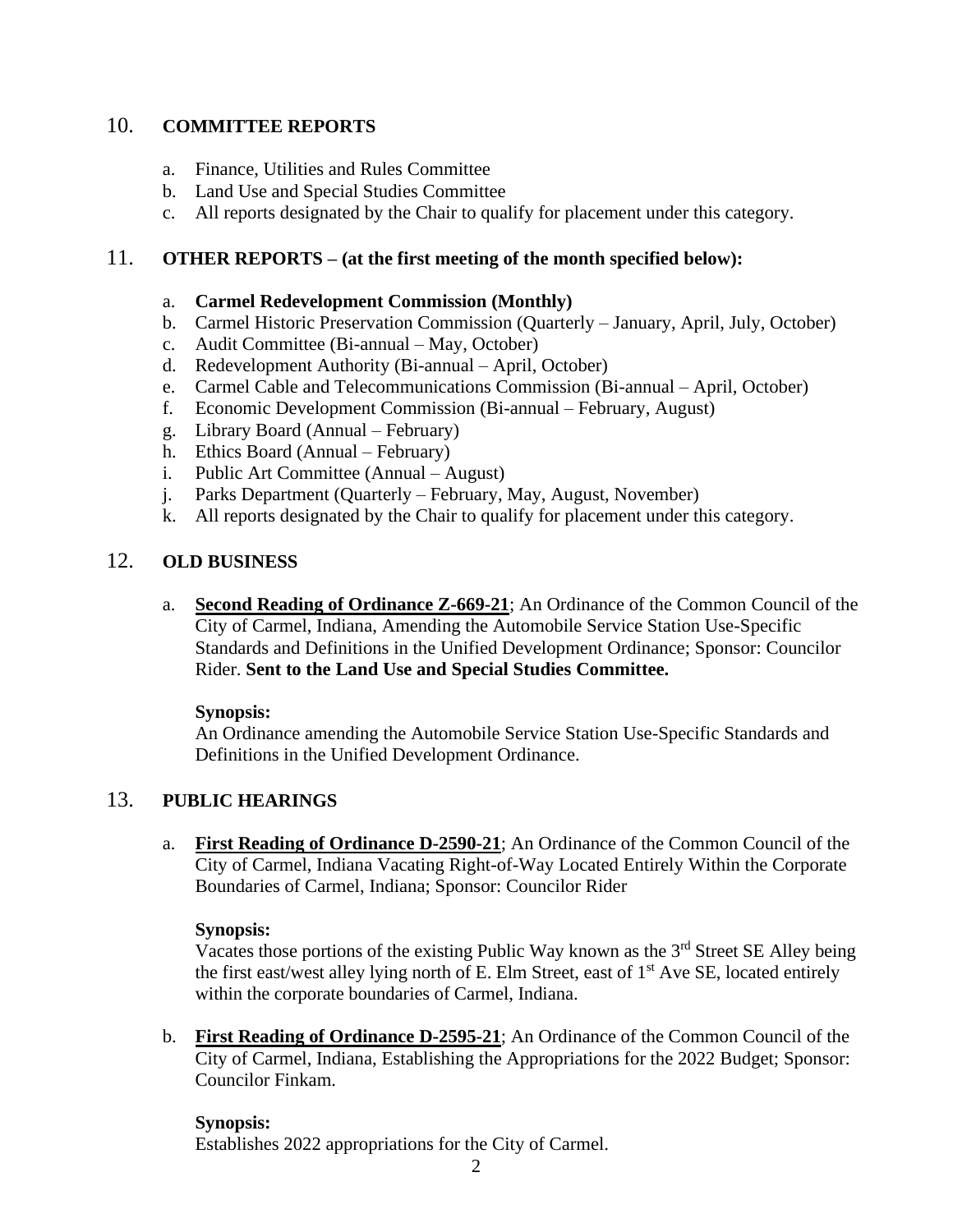## 10. COMMITTEE REPORTS

a. Finance, Utilities and Rules Committee
b. Land Use and Special Studies Committee
c. All reports designated by the Chair to qualify for placement under this category.

## 11. OTHER REPORTS – (at the first meeting of the month specified below):

a. **Carmel Redevelopment Commission (Monthly)**
b. Carmel Historic Preservation Commission (Quarterly – January, April, July, October)
c. Audit Committee (Bi-annual – May, October)
d. Redevelopment Authority (Bi-annual – April, October)
e. Carmel Cable and Telecommunications Commission (Bi-annual – April, October)
f. Economic Development Commission (Bi-annual – February, August)
g. Library Board (Annual – February)
h. Ethics Board (Annual – February)
i. Public Art Committee (Annual – August)
j. Parks Department (Quarterly – February, May, August, November)
k. All reports designated by the Chair to qualify for placement under this category.

## 12. OLD BUSINESS

a. **Second Reading of Ordinance Z-669-21**; An Ordinance of the Common Council of the City of Carmel, Indiana, Amending the Automobile Service Station Use-Specific Standards and Definitions in the Unified Development Ordinance; Sponsor: Councilor Rider. **Sent to the Land Use and Special Studies Committee.**

   **Synopsis:**
   An Ordinance amending the Automobile Service Station Use-Specific Standards and Definitions in the Unified Development Ordinance.

## 13. PUBLIC HEARINGS

a. **First Reading of Ordinance D-2590-21**; An Ordinance of the Common Council of the City of Carmel, Indiana Vacating Right-of-Way Located Entirely Within the Corporate Boundaries of Carmel, Indiana; Sponsor: Councilor Rider

   **Synopsis:**
   Vacates those portions of the existing Public Way known as the 3rd Street SE Alley being the first east/west alley lying north of E. Elm Street, east of 1st Ave SE, located entirely within the corporate boundaries of Carmel, Indiana.

b. **First Reading of Ordinance D-2595-21**; An Ordinance of the Common Council of the City of Carmel, Indiana, Establishing the Appropriations for the 2022 Budget; Sponsor: Councilor Finkam.

   **Synopsis:**
   Establishes 2022 appropriations for the City of Carmel.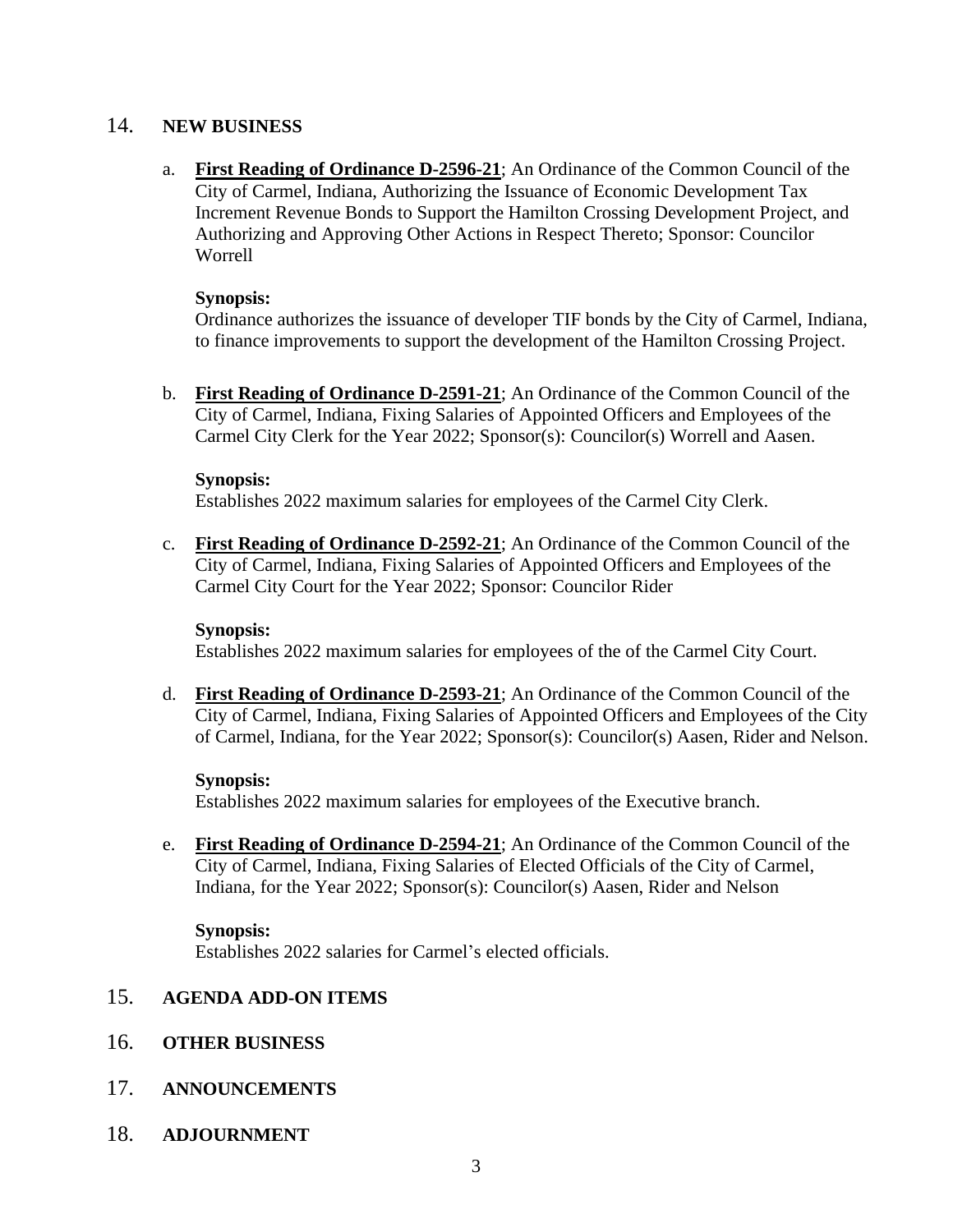14. **NEW BUSINESS**

a. **First Reading of Ordinance D-2596-21**; An Ordinance of the Common Council of the City of Carmel, Indiana, Authorizing the Issuance of Economic Development Tax Increment Revenue Bonds to Support the Hamilton Crossing Development Project, and Authorizing and Approving Other Actions in Respect Thereto; Sponsor: Councilor Worrell

**Synopsis:**
Ordinance authorizes the issuance of developer TIF bonds by the City of Carmel, Indiana, to finance improvements to support the development of the Hamilton Crossing Project.

b. **First Reading of Ordinance D-2591-21**; An Ordinance of the Common Council of the City of Carmel, Indiana, Fixing Salaries of Appointed Officers and Employees of the Carmel City Clerk for the Year 2022; Sponsor(s): Councilor(s) Worrell and Aasen.

**Synopsis:**
Establishes 2022 maximum salaries for employees of the Carmel City Clerk.

c. **First Reading of Ordinance D-2592-21**; An Ordinance of the Common Council of the City of Carmel, Indiana, Fixing Salaries of Appointed Officers and Employees of the Carmel City Court for the Year 2022; Sponsor: Councilor Rider

**Synopsis:**
Establishes 2022 maximum salaries for employees of the of the Carmel City Court.

d. **First Reading of Ordinance D-2593-21**; An Ordinance of the Common Council of the City of Carmel, Indiana, Fixing Salaries of Appointed Officers and Employees of the City of Carmel, Indiana, for the Year 2022; Sponsor(s): Councilor(s) Aasen, Rider and Nelson.

**Synopsis:**
Establishes 2022 maximum salaries for employees of the Executive branch.

e. **First Reading of Ordinance D-2594-21**; An Ordinance of the Common Council of the City of Carmel, Indiana, Fixing Salaries of Elected Officials of the City of Carmel, Indiana, for the Year 2022; Sponsor(s): Councilor(s) Aasen, Rider and Nelson

**Synopsis:**
Establishes 2022 salaries for Carmel's elected officials.

15. **AGENDA ADD-ON ITEMS**

16. **OTHER BUSINESS**

17. **ANNOUNCEMENTS**

18. **ADJOURNMENT**